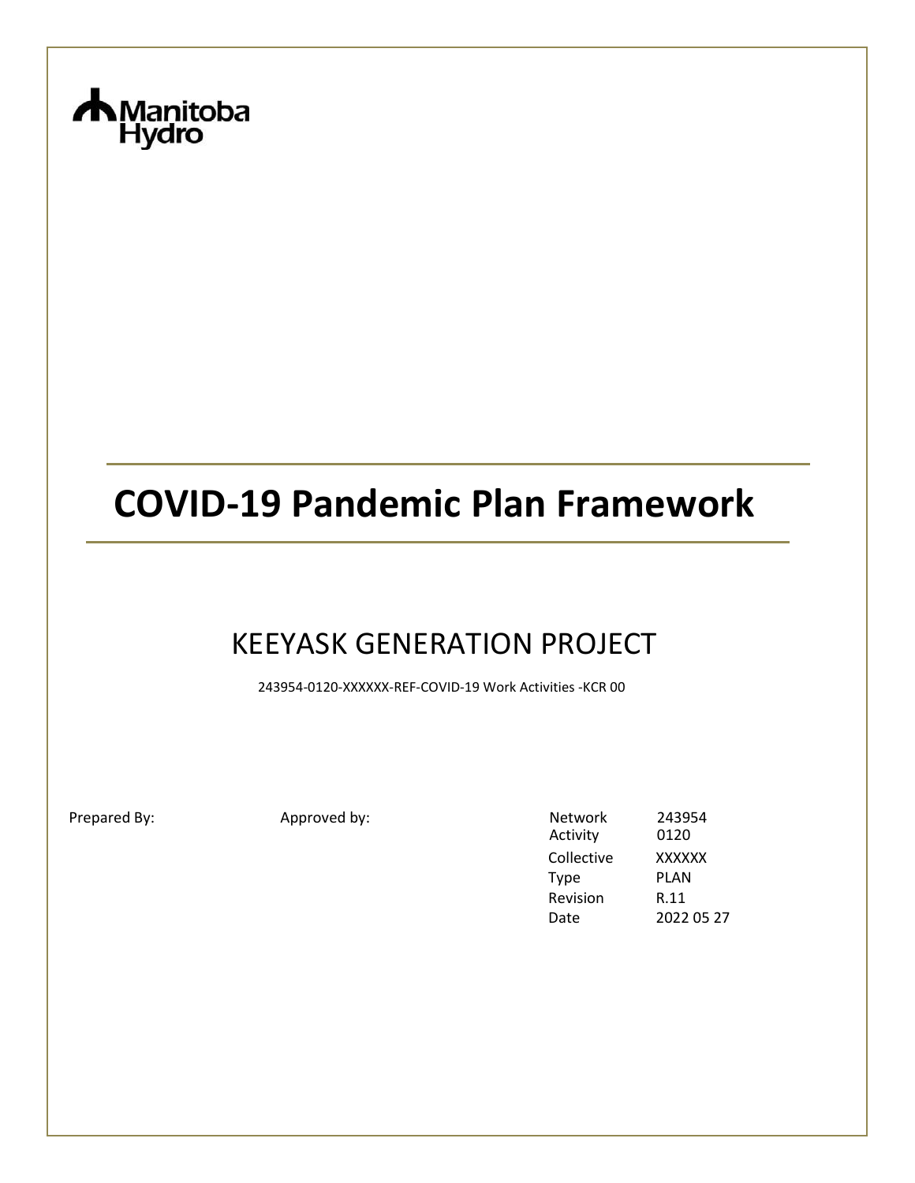Manitoba Hydro

# COVID-19 Pandemic Plan Framework

## KEEYASK GENERATION PROJECT

243954-0120-XXXXXX-REF-COVID-19 Work Activities -KCR 00

Prepared By:

Approved by:

| | |
|---|---|
| Network | 243954 |
| Activity | 0120 |
| Collective | XXXXXX |
| Type | PLAN |
| Revision | R.11 |
| Date | 2022 05 27 |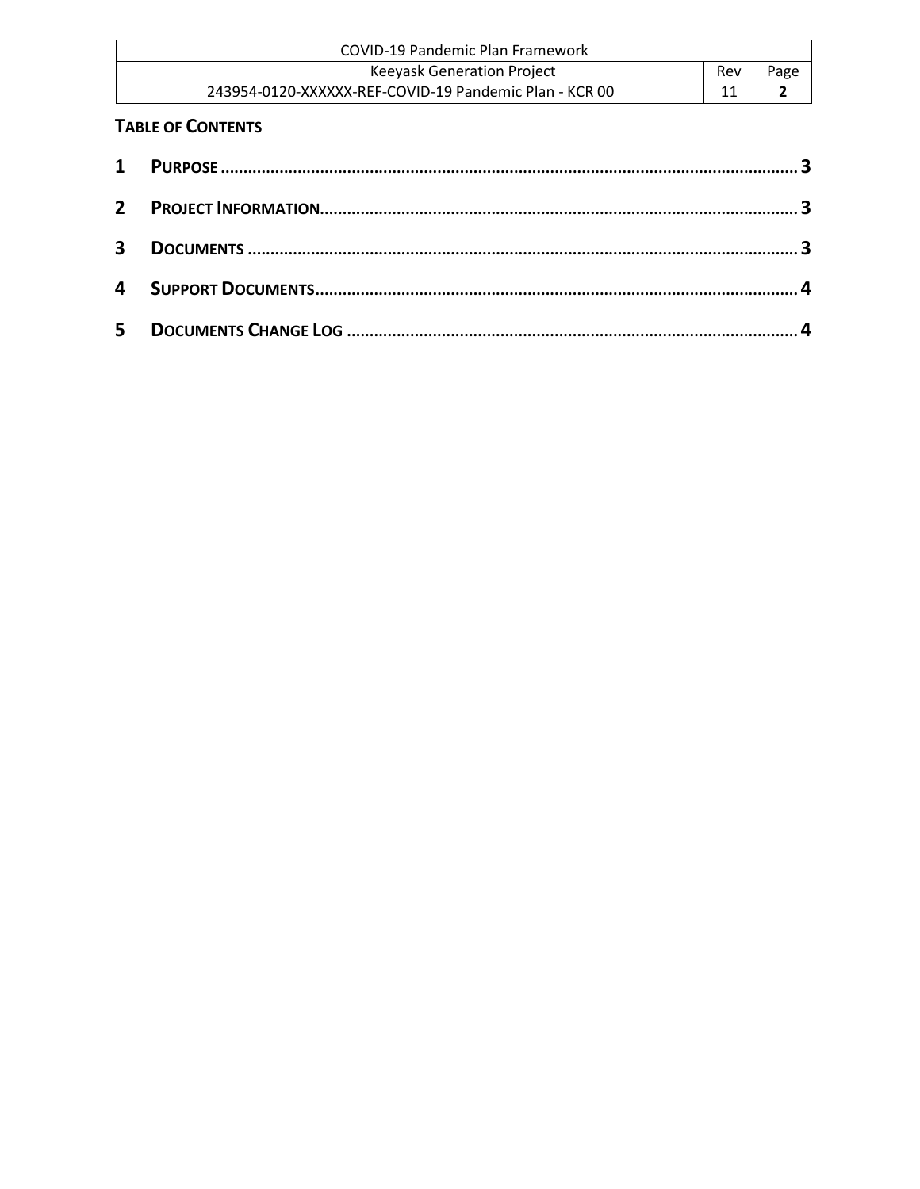**TABLE OF CONTENTS**

| | | |
|---|---|---|
| **1** | **PURPOSE** | **3** |
| **2** | **PROJECT INFORMATION** | **3** |
| **3** | **DOCUMENTS** | **3** |
| **4** | **SUPPORT DOCUMENTS** | **4** |
| **5** | **DOCUMENTS CHANGE LOG** | **4** |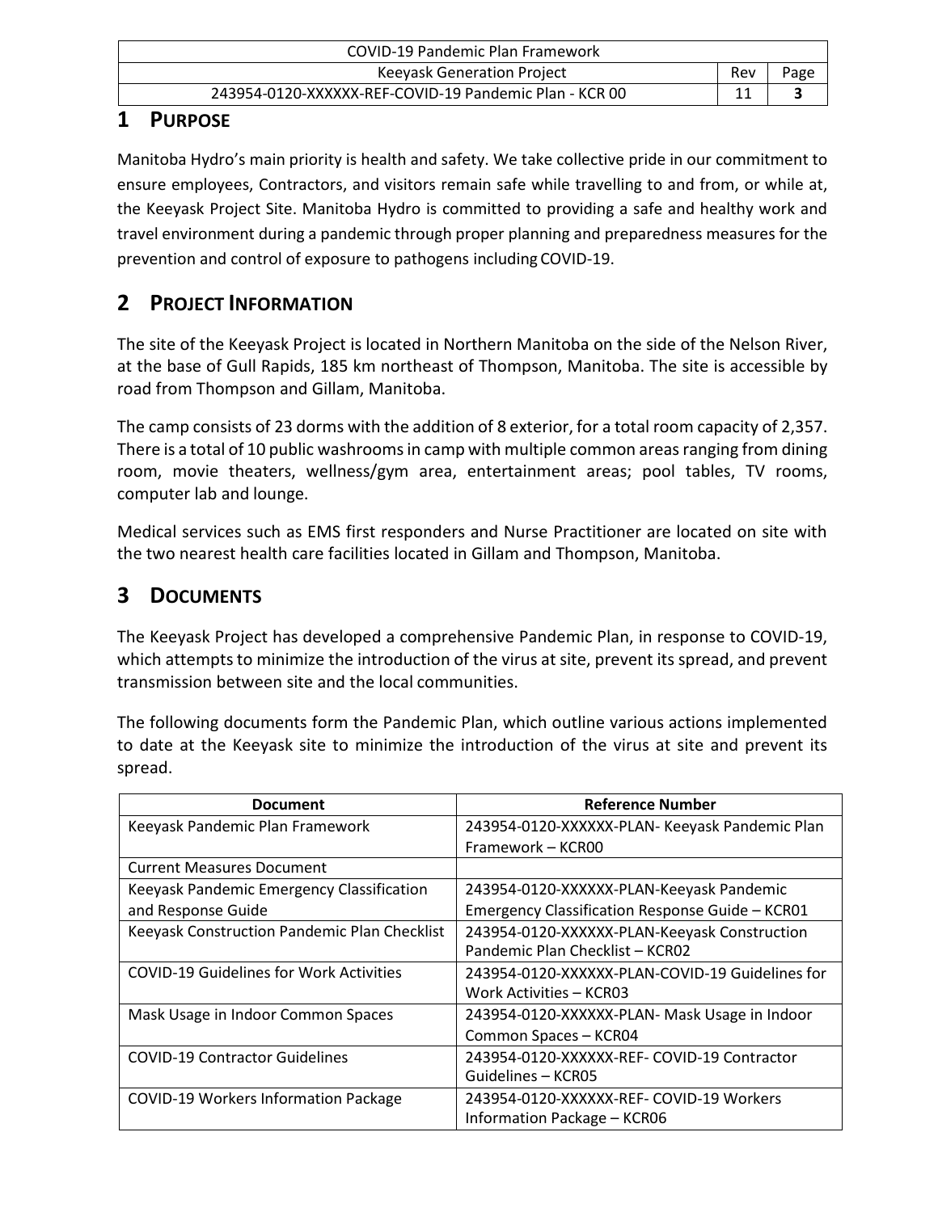# 1 PURPOSE

Manitoba Hydro's main priority is health and safety. We take collective pride in our commitment to ensure employees, Contractors, and visitors remain safe while travelling to and from, or while at, the Keeyask Project Site. Manitoba Hydro is committed to providing a safe and healthy work and travel environment during a pandemic through proper planning and preparedness measures for the prevention and control of exposure to pathogens including COVID-19.

# 2 PROJECT INFORMATION

The site of the Keeyask Project is located in Northern Manitoba on the side of the Nelson River, at the base of Gull Rapids, 185 km northeast of Thompson, Manitoba. The site is accessible by road from Thompson and Gillam, Manitoba.

The camp consists of 23 dorms with the addition of 8 exterior, for a total room capacity of 2,357. There is a total of 10 public washrooms in camp with multiple common areas ranging from dining room, movie theaters, wellness/gym area, entertainment areas; pool tables, TV rooms, computer lab and lounge.

Medical services such as EMS first responders and Nurse Practitioner are located on site with the two nearest health care facilities located in Gillam and Thompson, Manitoba.

# 3 DOCUMENTS

The Keeyask Project has developed a comprehensive Pandemic Plan, in response to COVID-19, which attempts to minimize the introduction of the virus at site, prevent its spread, and prevent transmission between site and the local communities.

The following documents form the Pandemic Plan, which outline various actions implemented to date at the Keeyask site to minimize the introduction of the virus at site and prevent its spread.

| Document | Reference Number |
|---|---|
| Keeyask Pandemic Plan Framework | 243954-0120-XXXXXX-PLAN- Keeyask Pandemic Plan Framework – KCR00 |
| Current Measures Document | |
| Keeyask Pandemic Emergency Classification and Response Guide | 243954-0120-XXXXXX-PLAN-Keeyask Pandemic Emergency Classification Response Guide – KCR01 |
| Keeyask Construction Pandemic Plan Checklist | 243954-0120-XXXXXX-PLAN-Keeyask Construction Pandemic Plan Checklist – KCR02 |
| COVID-19 Guidelines for Work Activities | 243954-0120-XXXXXX-PLAN-COVID-19 Guidelines for Work Activities – KCR03 |
| Mask Usage in Indoor Common Spaces | 243954-0120-XXXXXX-PLAN- Mask Usage in Indoor Common Spaces – KCR04 |
| COVID-19 Contractor Guidelines | 243954-0120-XXXXXX-REF- COVID-19 Contractor Guidelines – KCR05 |
| COVID-19 Workers Information Package | 243954-0120-XXXXXX-REF- COVID-19 Workers Information Package – KCR06 |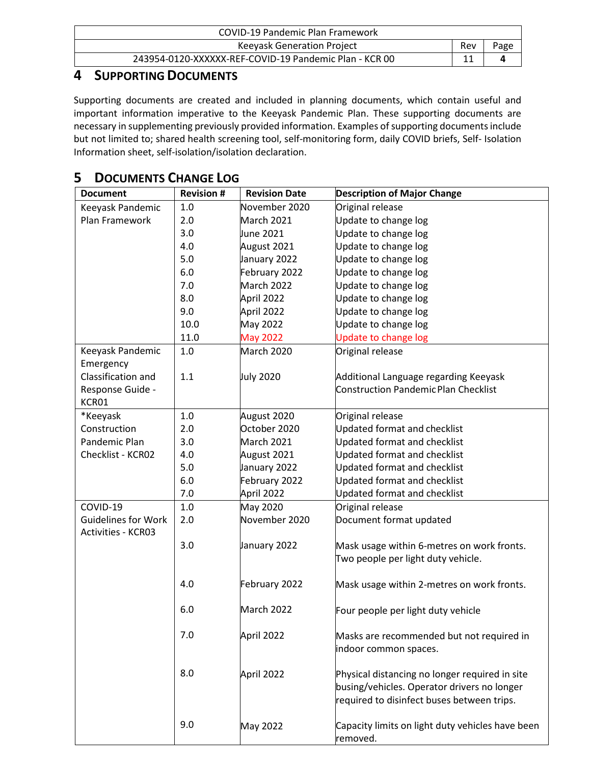# 4 SUPPORTING DOCUMENTS

Supporting documents are created and included in planning documents, which contain useful and important information imperative to the Keeyask Pandemic Plan. These supporting documents are necessary in supplementing previously provided information. Examples of supporting documents include but not limited to; shared health screening tool, self-monitoring form, daily COVID briefs, Self- Isolation Information sheet, self-isolation/isolation declaration.

# 5 DOCUMENTS CHANGE LOG

| Document | Revision # | Revision Date | Description of Major Change |
|---|---|---|---|
| Keeyask Pandemic Plan Framework | 1.0 | November 2020 | Original release |
| | 2.0 | March 2021 | Update to change log |
| | 3.0 | June 2021 | Update to change log |
| | 4.0 | August 2021 | Update to change log |
| | 5.0 | January 2022 | Update to change log |
| | 6.0 | February 2022 | Update to change log |
| | 7.0 | March 2022 | Update to change log |
| | 8.0 | April 2022 | Update to change log |
| | 9.0 | April 2022 | Update to change log |
| | 10.0 | May 2022 | Update to change log |
| | 11.0 | May 2022 | Update to change log |
| Keeyask Pandemic Emergency Classification and Response Guide - KCR01 | 1.0 | March 2020 | Original release |
| | 1.1 | July 2020 | Additional Language regarding Keeyask Construction Pandemic Plan Checklist |
| *Keeyask Construction Pandemic Plan Checklist - KCR02 | 1.0 | August 2020 | Original release |
| | 2.0 | October 2020 | Updated format and checklist |
| | 3.0 | March 2021 | Updated format and checklist |
| | 4.0 | August 2021 | Updated format and checklist |
| | 5.0 | January 2022 | Updated format and checklist |
| | 6.0 | February 2022 | Updated format and checklist |
| | 7.0 | April 2022 | Updated format and checklist |
| COVID-19 Guidelines for Work Activities - KCR03 | 1.0 | May 2020 | Original release |
| | 2.0 | November 2020 | Document format updated |
| | 3.0 | January 2022 | Mask usage within 6-metres on work fronts. Two people per light duty vehicle. |
| | 4.0 | February 2022 | Mask usage within 2-metres on work fronts. |
| | 6.0 | March 2022 | Four people per light duty vehicle |
| | 7.0 | April 2022 | Masks are recommended but not required in indoor common spaces. |
| | 8.0 | April 2022 | Physical distancing no longer required in site busing/vehicles. Operator drivers no longer required to disinfect buses between trips. |
| | 9.0 | May 2022 | Capacity limits on light duty vehicles have been removed. |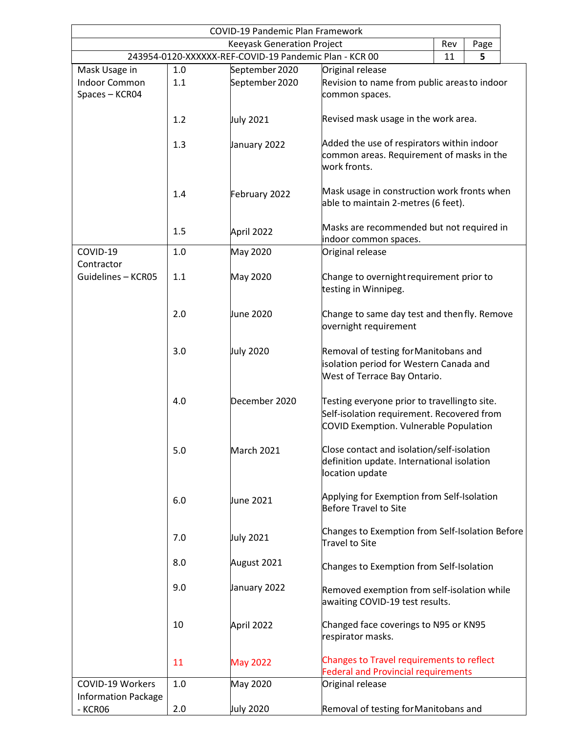| | | | |
|---|---|---|---|
| Mask Usage in Indoor Common Spaces – KCR04 | 1.0 | September 2020 | Original release |
| | 1.1 | September 2020 | Revision to name from public areas to indoor common spaces. |
| | 1.2 | July 2021 | Revised mask usage in the work area. |
| | 1.3 | January 2022 | Added the use of respirators within indoor common areas. Requirement of masks in the work fronts. |
| | 1.4 | February 2022 | Mask usage in construction work fronts when able to maintain 2-metres (6 feet). |
| | 1.5 | April 2022 | Masks are recommended but not required in indoor common spaces. |
| COVID-19 Contractor Guidelines – KCR05 | 1.0 | May 2020 | Original release |
| | 1.1 | May 2020 | Change to overnight requirement prior to testing in Winnipeg. |
| | 2.0 | June 2020 | Change to same day test and then fly. Remove overnight requirement |
| | 3.0 | July 2020 | Removal of testing for Manitobans and isolation period for Western Canada and West of Terrace Bay Ontario. |
| | 4.0 | December 2020 | Testing everyone prior to travelling to site. Self-isolation requirement. Recovered from COVID Exemption. Vulnerable Population |
| | 5.0 | March 2021 | Close contact and isolation/self-isolation definition update. International isolation location update |
| | 6.0 | June 2021 | Applying for Exemption from Self-Isolation Before Travel to Site |
| | 7.0 | July 2021 | Changes to Exemption from Self-Isolation Before Travel to Site |
| | 8.0 | August 2021 | Changes to Exemption from Self-Isolation |
| | 9.0 | January 2022 | Removed exemption from self-isolation while awaiting COVID-19 test results. |
| | 10 | April 2022 | Changed face coverings to N95 or KN95 respirator masks. |
| | 11 | May 2022 | Changes to Travel requirements to reflect Federal and Provincial requirements |
| COVID-19 Workers Information Package - KCR06 | 1.0 | May 2020 | Original release |
| | 2.0 | July 2020 | Removal of testing for Manitobans and |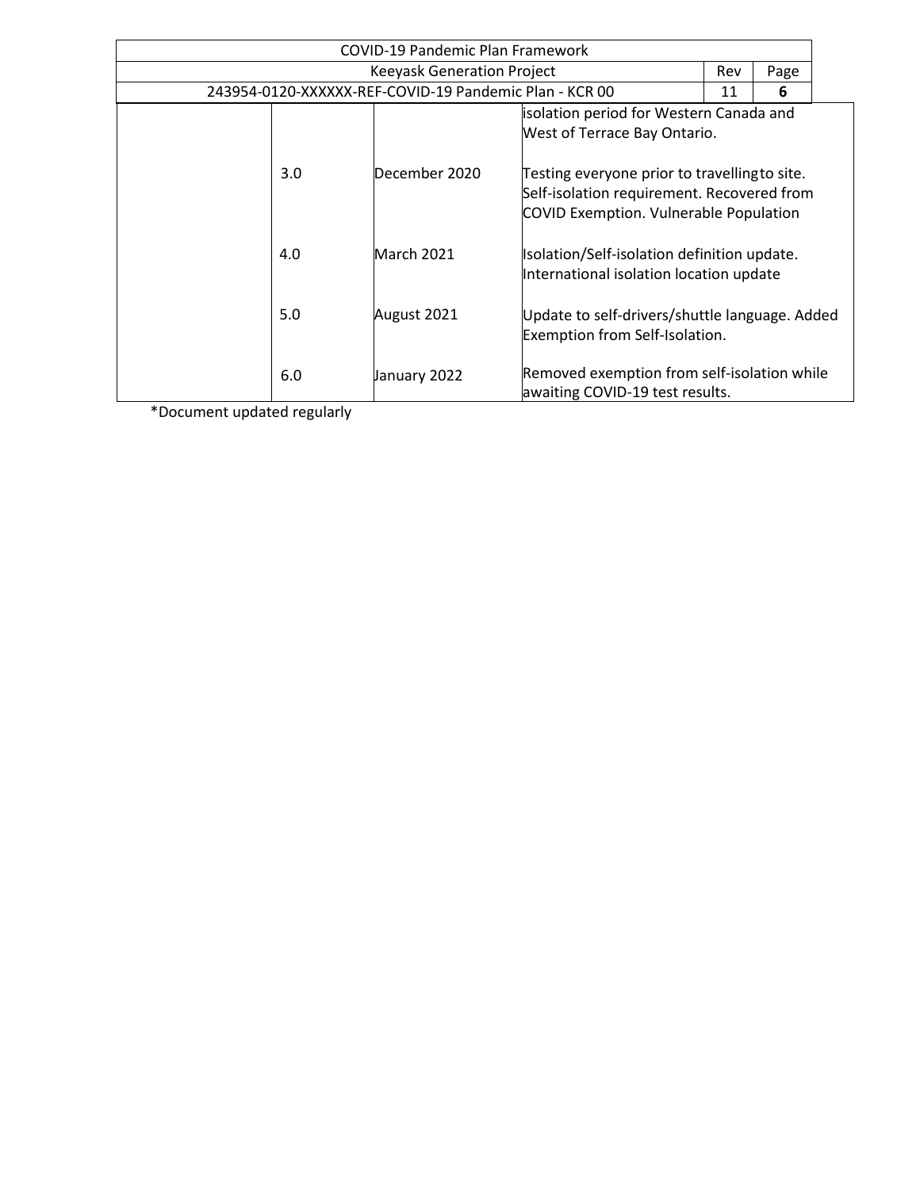| | | | |
|---|---|---|---|
| | | | isolation period for Western Canada and West of Terrace Bay Ontario. |
| | 3.0 | December 2020 | Testing everyone prior to travelling to site. Self-isolation requirement. Recovered from COVID Exemption. Vulnerable Population |
| | 4.0 | March 2021 | Isolation/Self-isolation definition update. International isolation location update |
| | 5.0 | August 2021 | Update to self-drivers/shuttle language. Added Exemption from Self-Isolation. |
| | 6.0 | January 2022 | Removed exemption from self-isolation while awaiting COVID-19 test results. |

*Document updated regularly